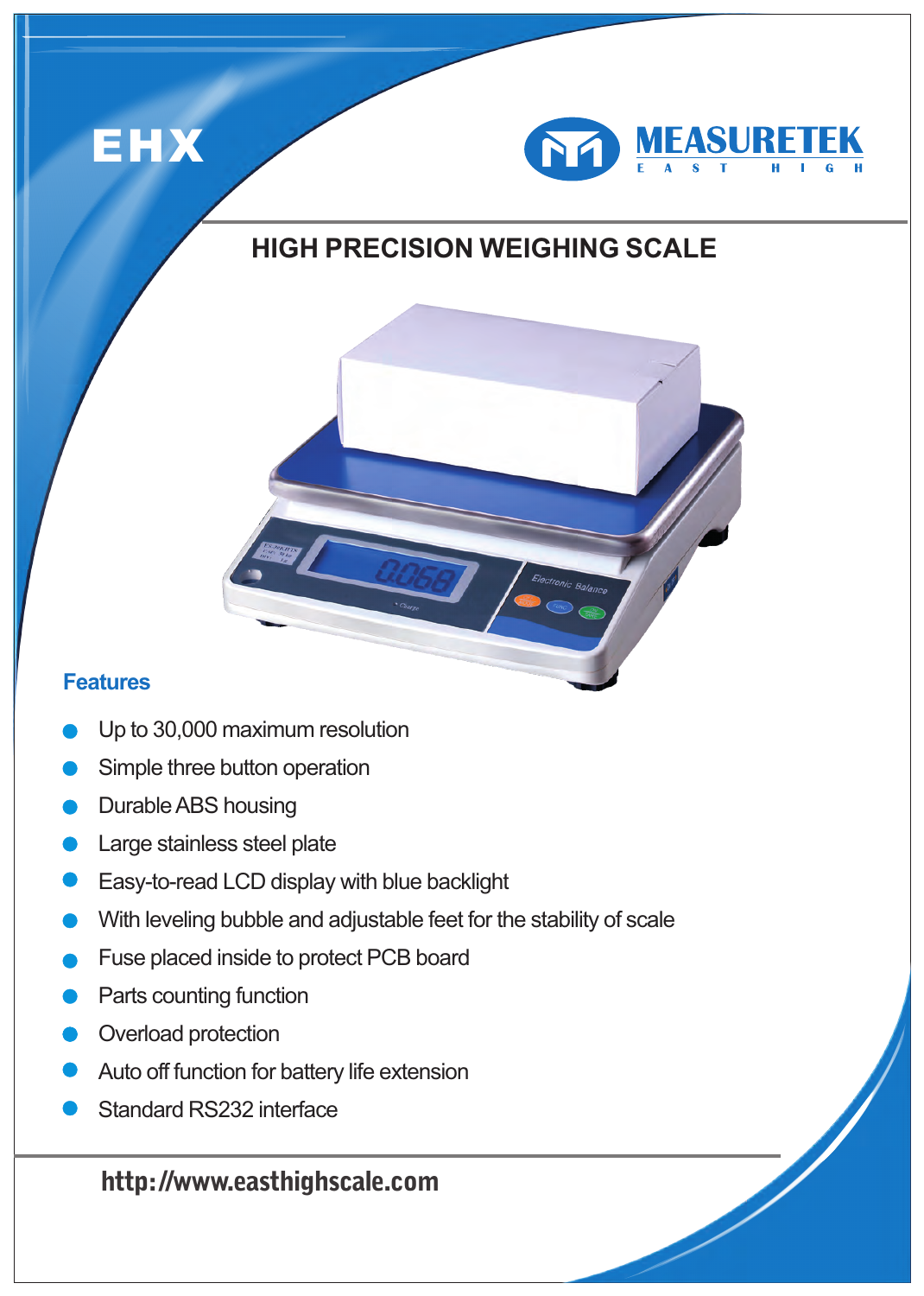# EHX

MEASURETEK
E A S T H I G H

## HIGH PRECISION WEIGHING SCALE

### Features

- Up to 30,000 maximum resolution
- Simple three button operation
- Durable ABS housing
- Large stainless steel plate
- Easy-to-read LCD display with blue backlight
- With leveling bubble and adjustable feet for the stability of scale
- Fuse placed inside to protect PCB board
- Parts counting function
- Overload protection
- Auto off function for battery life extension
- Standard RS232 interface

http://www.easthighscale.com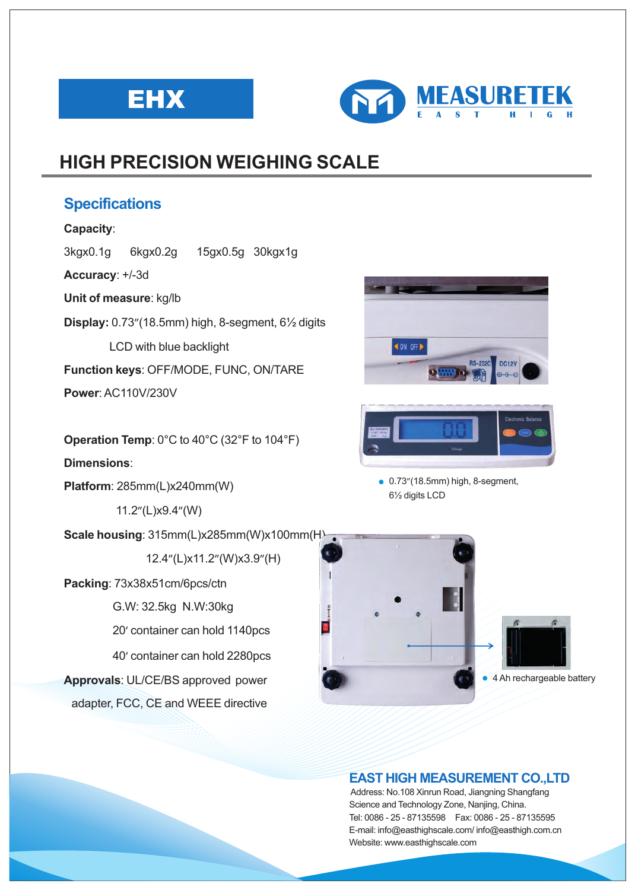**EHX**

**MEASURETEK**
E A S T   H I G H

# HIGH PRECISION WEIGHING SCALE

## Specifications

**Capacity**:

3kgx0.1g   6kgx0.2g   15gx0.5g   30kgx1g

**Accuracy**: +/-3d

**Unit of measure**: kg/lb

**Display:** 0.73″(18.5mm) high, 8-segment, 6½ digits LCD with blue backlight

**Function keys**: OFF/MODE, FUNC, ON/TARE

**Power**: AC110V/230V

**Operation Temp**: 0°C to 40°C (32°F to 104°F)

**Dimensions**:

**Platform**: 285mm(L)x240mm(W)
11.2″(L)x9.4″(W)

**Scale housing**: 315mm(L)x285mm(W)x100mm(H)
12.4″(L)x11.2″(W)x3.9″(H)

**Packing**: 73x38x51cm/6pcs/ctn
G.W: 32.5kg N.W:30kg
20′ container can hold 1140pcs
40′ container can hold 2280pcs

**Approvals**: UL/CE/BS approved power adapter, FCC, CE and WEEE directive

- 0.73″(18.5mm) high, 8-segment, 6½ digits LCD
- 4 Ah rechargeable battery

**EAST HIGH MEASUREMENT CO.,LTD**

Address: No.108 Xinrun Road, Jiangning Shangfang Science and Technology Zone, Nanjing, China.
Tel: 0086 - 25 - 87135598   Fax: 0086 - 25 - 87135595
E-mail: info@easthighscale.com/ info@easthigh.com.cn
Website: www.easthighscale.com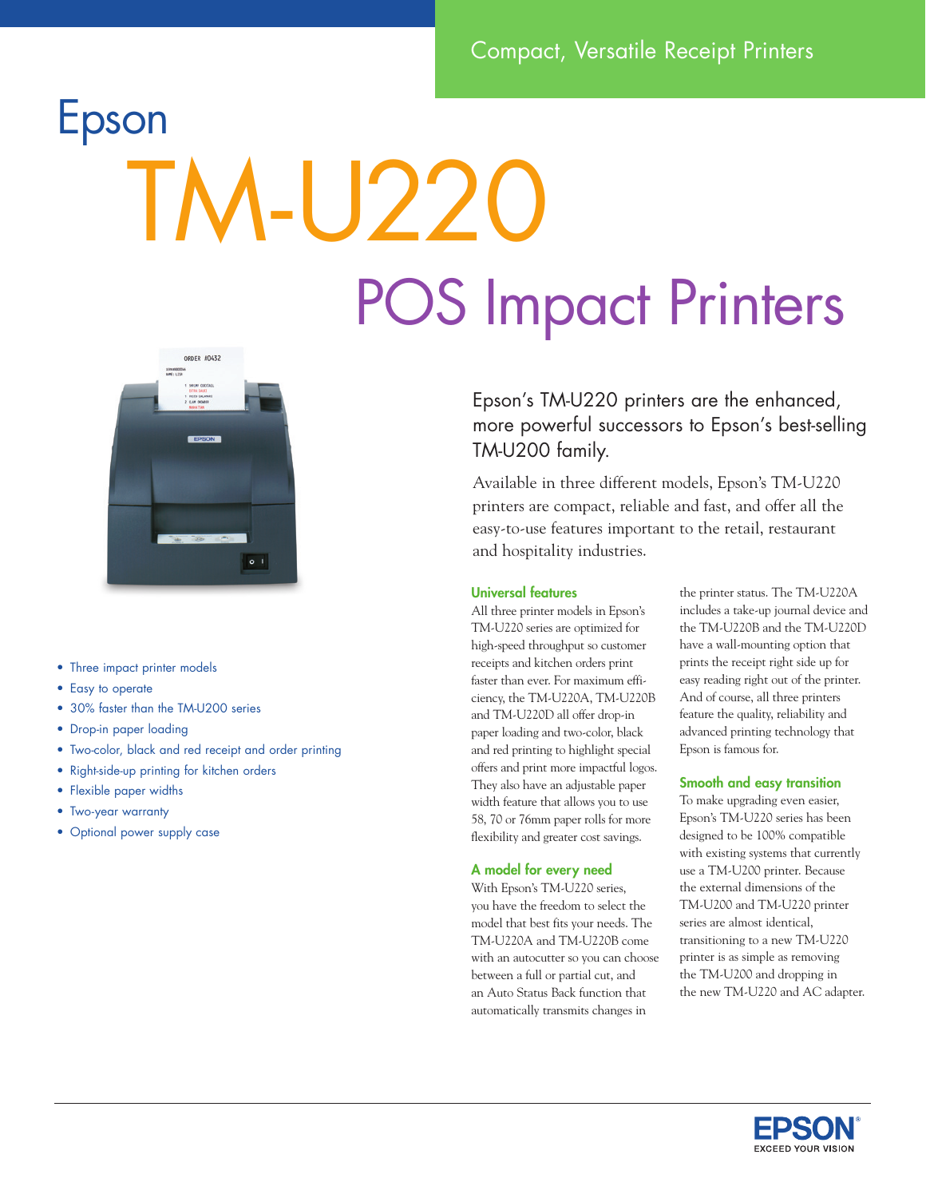Compact, Versatile Receipt Printers

# Epson TM-U220

## POS Impact Printers

- Three impact printer models
- Easy to operate
- 30% faster than the TM-U200 series
- Drop-in paper loading
- Two-color, black and red receipt and order printing
- Right-side-up printing for kitchen orders
- Flexible paper widths
- Two-year warranty
- Optional power supply case

Epson's TM-U220 printers are the enhanced, more powerful successors to Epson's best-selling TM-U200 family.

Available in three different models, Epson's TM-U220 printers are compact, reliable and fast, and offer all the easy-to-use features important to the retail, restaurant and hospitality industries.

### Universal features

All three printer models in Epson's TM-U220 series are optimized for high-speed throughput so customer receipts and kitchen orders print faster than ever. For maximum efficiency, the TM-U220A, TM-U220B and TM-U220D all offer drop-in paper loading and two-color, black and red printing to highlight special offers and print more impactful logos. They also have an adjustable paper width feature that allows you to use 58, 70 or 76mm paper rolls for more flexibility and greater cost savings.

### A model for every need

With Epson's TM-U220 series, you have the freedom to select the model that best fits your needs. The TM-U220A and TM-U220B come with an autocutter so you can choose between a full or partial cut, and an Auto Status Back function that automatically transmits changes in the printer status. The TM-U220A includes a take-up journal device and the TM-U220B and the TM-U220D have a wall-mounting option that prints the receipt right side up for easy reading right out of the printer. And of course, all three printers feature the quality, reliability and advanced printing technology that Epson is famous for.

### Smooth and easy transition

To make upgrading even easier, Epson's TM-U220 series has been designed to be 100% compatible with existing systems that currently use a TM-U200 printer. Because the external dimensions of the TM-U200 and TM-U220 printer series are almost identical, transitioning to a new TM-U220 printer is as simple as removing the TM-U200 and dropping in the new TM-U220 and AC adapter.

EPSON
EXCEED YOUR VISION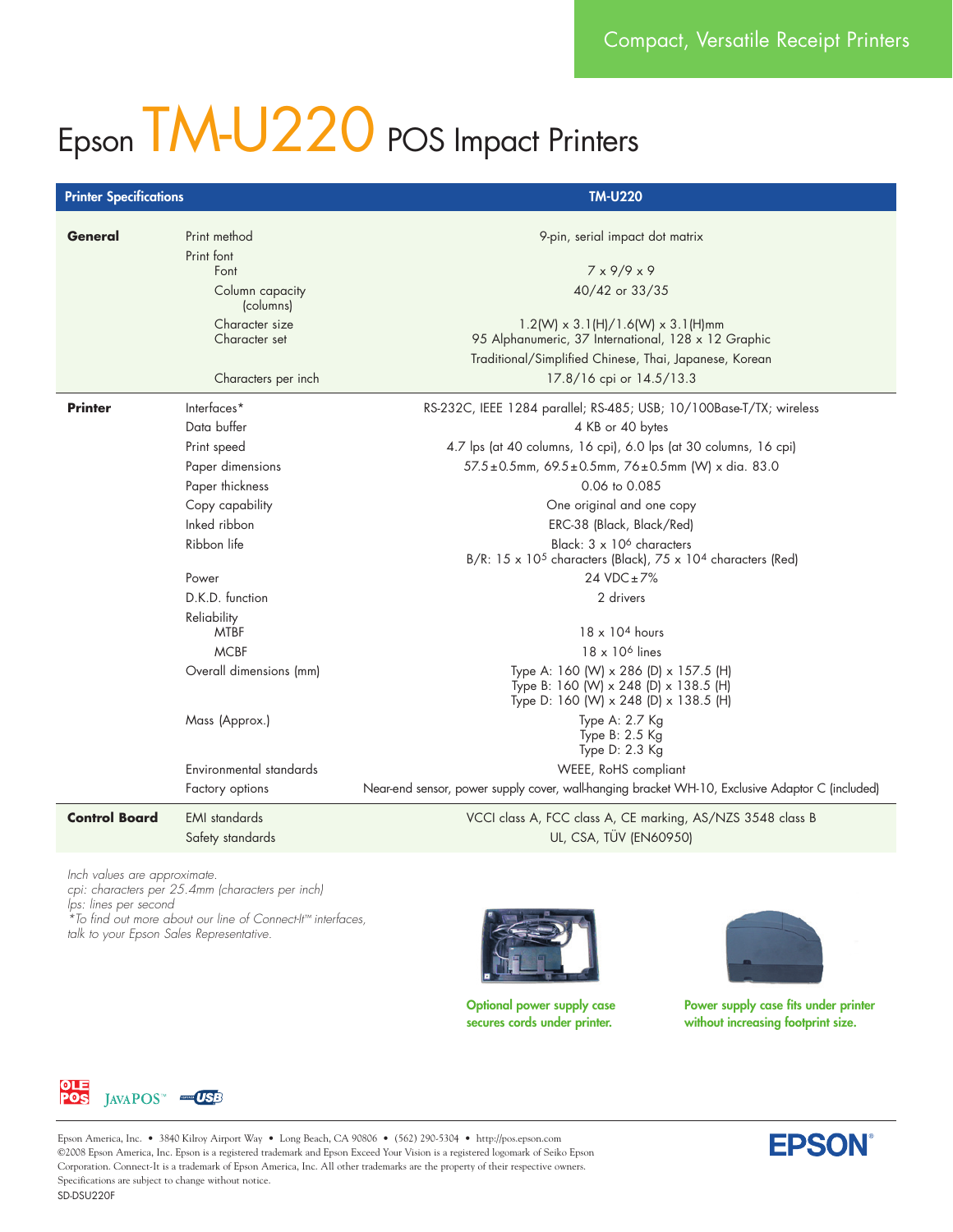Compact, Versatile Receipt Printers

# Epson TM-U220 POS Impact Printers

| Printer Specifications | | TM-U220 |
|---|---|---|
| **General** | Print method | 9-pin, serial impact dot matrix |
| | Print font | |
| | Font | 7 x 9/9 x 9 |
| | Column capacity (columns) | 40/42 or 33/35 |
| | Character size | 1.2(W) x 3.1(H)/1.6(W) x 3.1(H)mm |
| | Character set | 95 Alphanumeric, 37 International, 128 x 12 Graphic<br>Traditional/Simplified Chinese, Thai, Japanese, Korean |
| | Characters per inch | 17.8/16 cpi or 14.5/13.3 |
| **Printer** | Interfaces* | RS-232C, IEEE 1284 parallel; RS-485; USB; 10/100Base-T/TX; wireless |
| | Data buffer | 4 KB or 40 bytes |
| | Print speed | 4.7 lps (at 40 columns, 16 cpi), 6.0 lps (at 30 columns, 16 cpi) |
| | Paper dimensions | 57.5±0.5mm, 69.5±0.5mm, 76±0.5mm (W) x dia. 83.0 |
| | Paper thickness | 0.06 to 0.085 |
| | Copy capability | One original and one copy |
| | Inked ribbon | ERC-38 (Black, Black/Red) |
| | Ribbon life | Black: 3 x $10^6$ characters<br>B/R: 15 x $10^5$ characters (Black), 75 x $10^4$ characters (Red) |
| | Power | 24 VDC±7% |
| | D.K.D. function | 2 drivers |
| | Reliability | |
| | MTBF | 18 x $10^4$ hours |
| | MCBF | 18 x $10^6$ lines |
| | Overall dimensions (mm) | Type A: 160 (W) x 286 (D) x 157.5 (H)<br>Type B: 160 (W) x 248 (D) x 138.5 (H)<br>Type D: 160 (W) x 248 (D) x 138.5 (H) |
| | Mass (Approx.) | Type A: 2.7 Kg<br>Type B: 2.5 Kg<br>Type D: 2.3 Kg |
| | Environmental standards | WEEE, RoHS compliant |
| | Factory options | Near-end sensor, power supply cover, wall-hanging bracket WH-10, Exclusive Adaptor C (included) |
| **Control Board** | EMI standards | VCCI class A, FCC class A, CE marking, AS/NZS 3548 class B |
| | Safety standards | UL, CSA, TÜV (EN60950) |

*Inch values are approximate.*
*cpi: characters per 25.4mm (characters per inch)*
*lps: lines per second*
*\*To find out more about our line of Connect-It™ interfaces, talk to your Epson Sales Representative.*

**Optional power supply case secures cords under printer.**

**Power supply case fits under printer without increasing footprint size.**

Epson America, Inc. • 3840 Kilroy Airport Way • Long Beach, CA 90806 • (562) 290-5304 • http://pos.epson.com
©2008 Epson America, Inc. Epson is a registered trademark and Epson Exceed Your Vision is a registered logomark of Seiko Epson Corporation. Connect-It is a trademark of Epson America, Inc. All other trademarks are the property of their respective owners. Specifications are subject to change without notice.
SD-DSU220F